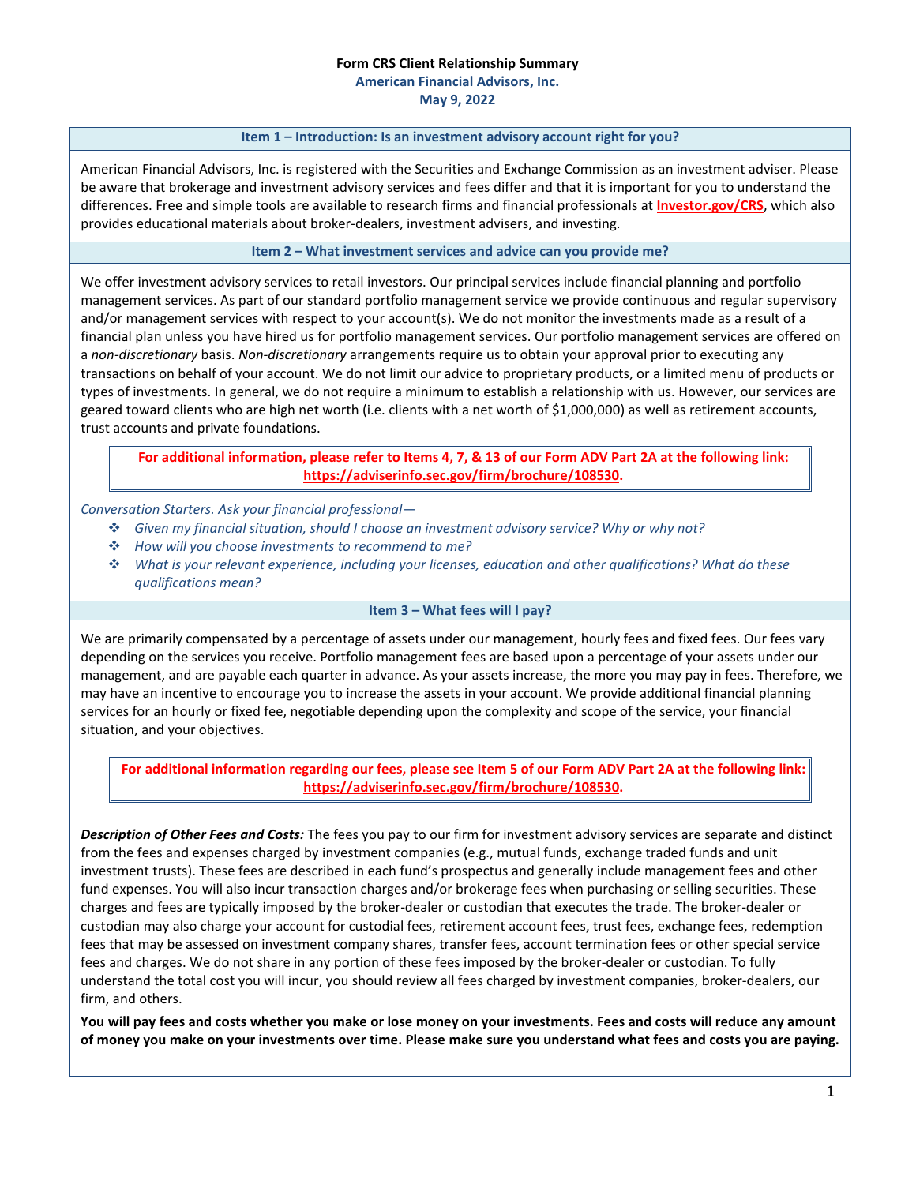# Form CRS Client Relationship Summary

**American Financial Advisors, Inc.**

**May 9, 2022**

## Item 1 – Introduction: Is an investment advisory account right for you?

American Financial Advisors, Inc. is registered with the Securities and Exchange Commission as an investment adviser. Please be aware that brokerage and investment advisory services and fees differ and that it is important for you to understand the differences. Free and simple tools are available to research firms and financial professionals at **Investor.gov/CRS**, which also provides educational materials about broker-dealers, investment advisers, and investing.

## Item 2 – What investment services and advice can you provide me?

We offer investment advisory services to retail investors. Our principal services include financial planning and portfolio management services. As part of our standard portfolio management service we provide continuous and regular supervisory and/or management services with respect to your account(s). We do not monitor the investments made as a result of a financial plan unless you have hired us for portfolio management services. Our portfolio management services are offered on a *non-discretionary* basis. *Non-discretionary* arrangements require us to obtain your approval prior to executing any transactions on behalf of your account. We do not limit our advice to proprietary products, or a limited menu of products or types of investments. In general, we do not require a minimum to establish a relationship with us. However, our services are geared toward clients who are high net worth (i.e. clients with a net worth of $1,000,000) as well as retirement accounts, trust accounts and private foundations.

**For additional information, please refer to Items 4, 7, & 13 of our Form ADV Part 2A at the following link: https://adviserinfo.sec.gov/firm/brochure/108530.**

*Conversation Starters. Ask your financial professional—*

- *Given my financial situation, should I choose an investment advisory service? Why or why not?*
- *How will you choose investments to recommend to me?*
- *What is your relevant experience, including your licenses, education and other qualifications? What do these qualifications mean?*

## Item 3 – What fees will I pay?

We are primarily compensated by a percentage of assets under our management, hourly fees and fixed fees. Our fees vary depending on the services you receive. Portfolio management fees are based upon a percentage of your assets under our management, and are payable each quarter in advance. As your assets increase, the more you may pay in fees. Therefore, we may have an incentive to encourage you to increase the assets in your account. We provide additional financial planning services for an hourly or fixed fee, negotiable depending upon the complexity and scope of the service, your financial situation, and your objectives.

**For additional information regarding our fees, please see Item 5 of our Form ADV Part 2A at the following link: https://adviserinfo.sec.gov/firm/brochure/108530.**

***Description of Other Fees and Costs:*** The fees you pay to our firm for investment advisory services are separate and distinct from the fees and expenses charged by investment companies (e.g., mutual funds, exchange traded funds and unit investment trusts). These fees are described in each fund's prospectus and generally include management fees and other fund expenses. You will also incur transaction charges and/or brokerage fees when purchasing or selling securities. These charges and fees are typically imposed by the broker-dealer or custodian that executes the trade. The broker-dealer or custodian may also charge your account for custodial fees, retirement account fees, trust fees, exchange fees, redemption fees that may be assessed on investment company shares, transfer fees, account termination fees or other special service fees and charges. We do not share in any portion of these fees imposed by the broker-dealer or custodian. To fully understand the total cost you will incur, you should review all fees charged by investment companies, broker-dealers, our firm, and others.

**You will pay fees and costs whether you make or lose money on your investments. Fees and costs will reduce any amount of money you make on your investments over time. Please make sure you understand what fees and costs you are paying.**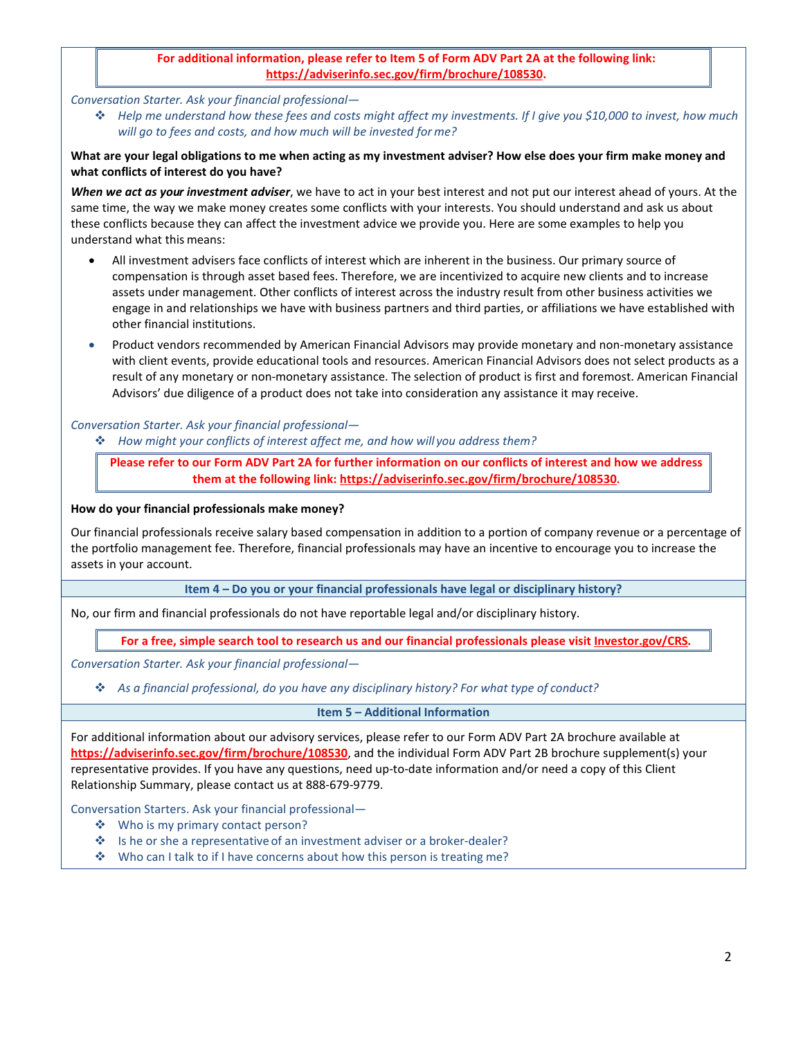**For additional information, please refer to Item 5 of Form ADV Part 2A at the following link: https://adviserinfo.sec.gov/firm/brochure/108530.**

*Conversation Starter. Ask your financial professional—*

- *Help me understand how these fees and costs might affect my investments. If I give you $10,000 to invest, how much will go to fees and costs, and how much will be invested for me?*

**What are your legal obligations to me when acting as my investment adviser? How else does your firm make money and what conflicts of interest do you have?**

***When we act as your investment adviser***, we have to act in your best interest and not put our interest ahead of yours. At the same time, the way we make money creates some conflicts with your interests. You should understand and ask us about these conflicts because they can affect the investment advice we provide you. Here are some examples to help you understand what this means:

- All investment advisers face conflicts of interest which are inherent in the business. Our primary source of compensation is through asset based fees. Therefore, we are incentivized to acquire new clients and to increase assets under management. Other conflicts of interest across the industry result from other business activities we engage in and relationships we have with business partners and third parties, or affiliations we have established with other financial institutions.
- Product vendors recommended by American Financial Advisors may provide monetary and non-monetary assistance with client events, provide educational tools and resources. American Financial Advisors does not select products as a result of any monetary or non-monetary assistance. The selection of product is first and foremost. American Financial Advisors' due diligence of a product does not take into consideration any assistance it may receive.

*Conversation Starter. Ask your financial professional—*

- *How might your conflicts of interest affect me, and how will you address them?*

**Please refer to our Form ADV Part 2A for further information on our conflicts of interest and how we address them at the following link: https://adviserinfo.sec.gov/firm/brochure/108530.**

**How do your financial professionals make money?**

Our financial professionals receive salary based compensation in addition to a portion of company revenue or a percentage of the portfolio management fee. Therefore, financial professionals may have an incentive to encourage you to increase the assets in your account.

## Item 4 – Do you or your financial professionals have legal or disciplinary history?

No, our firm and financial professionals do not have reportable legal and/or disciplinary history.

**For a free, simple search tool to research us and our financial professionals please visit Investor.gov/CRS.**

*Conversation Starter. Ask your financial professional—*

- *As a financial professional, do you have any disciplinary history? For what type of conduct?*

## Item 5 – Additional Information

For additional information about our advisory services, please refer to our Form ADV Part 2A brochure available at **https://adviserinfo.sec.gov/firm/brochure/108530**, and the individual Form ADV Part 2B brochure supplement(s) your representative provides. If you have any questions, need up-to-date information and/or need a copy of this Client Relationship Summary, please contact us at 888-679-9779.

Conversation Starters. Ask your financial professional—

- Who is my primary contact person?
- Is he or she a representative of an investment adviser or a broker-dealer?
- Who can I talk to if I have concerns about how this person is treating me?